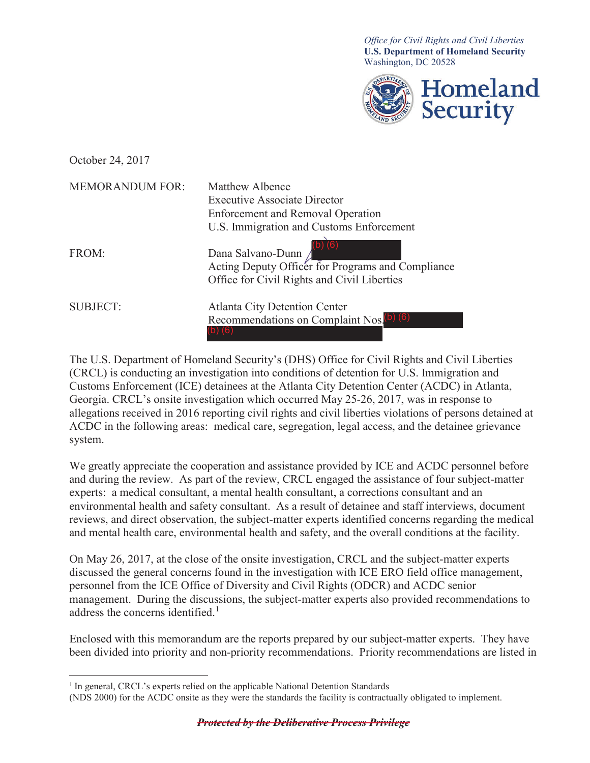*Office for Civil Rights and Civil Liberties*
**U.S. Department of Homeland Security**
Washington, DC 20528

**Homeland Security**

October 24, 2017

MEMORANDUM FOR: Matthew Albence
Executive Associate Director
Enforcement and Removal Operation
U.S. Immigration and Customs Enforcement

FROM: Dana Salvano-Dunn (b) (6)
Acting Deputy Officer for Programs and Compliance
Office for Civil Rights and Civil Liberties

SUBJECT: Atlanta City Detention Center
Recommendations on Complaint Nos. (b) (6)
(b) (6)

The U.S. Department of Homeland Security's (DHS) Office for Civil Rights and Civil Liberties (CRCL) is conducting an investigation into conditions of detention for U.S. Immigration and Customs Enforcement (ICE) detainees at the Atlanta City Detention Center (ACDC) in Atlanta, Georgia. CRCL's onsite investigation which occurred May 25-26, 2017, was in response to allegations received in 2016 reporting civil rights and civil liberties violations of persons detained at ACDC in the following areas: medical care, segregation, legal access, and the detainee grievance system.

We greatly appreciate the cooperation and assistance provided by ICE and ACDC personnel before and during the review. As part of the review, CRCL engaged the assistance of four subject-matter experts: a medical consultant, a mental health consultant, a corrections consultant and an environmental health and safety consultant. As a result of detainee and staff interviews, document reviews, and direct observation, the subject-matter experts identified concerns regarding the medical and mental health care, environmental health and safety, and the overall conditions at the facility.

On May 26, 2017, at the close of the onsite investigation, CRCL and the subject-matter experts discussed the general concerns found in the investigation with ICE ERO field office management, personnel from the ICE Office of Diversity and Civil Rights (ODCR) and ACDC senior management. During the discussions, the subject-matter experts also provided recommendations to address the concerns identified.[1]

Enclosed with this memorandum are the reports prepared by our subject-matter experts. They have been divided into priority and non-priority recommendations. Priority recommendations are listed in

[1] In general, CRCL's experts relied on the applicable National Detention Standards (NDS 2000) for the ACDC onsite as they were the standards the facility is contractually obligated to implement.

~~***Protected by the Deliberative Process Privilege***~~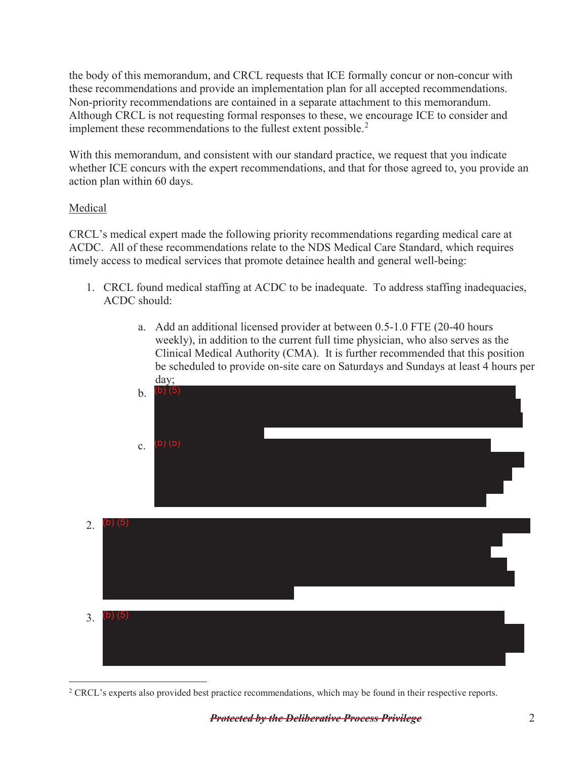the body of this memorandum, and CRCL requests that ICE formally concur or non-concur with these recommendations and provide an implementation plan for all accepted recommendations. Non-priority recommendations are contained in a separate attachment to this memorandum. Although CRCL is not requesting formal responses to these, we encourage ICE to consider and implement these recommendations to the fullest extent possible.[2]

With this memorandum, and consistent with our standard practice, we request that you indicate whether ICE concurs with the expert recommendations, and that for those agreed to, you provide an action plan within 60 days.

Medical

CRCL's medical expert made the following priority recommendations regarding medical care at ACDC. All of these recommendations relate to the NDS Medical Care Standard, which requires timely access to medical services that promote detainee health and general well-being:

1. CRCL found medical staffing at ACDC to be inadequate. To address staffing inadequacies, ACDC should:

    a. Add an additional licensed provider at between 0.5-1.0 FTE (20-40 hours weekly), in addition to the current full time physician, who also serves as the Clinical Medical Authority (CMA). It is further recommended that this position be scheduled to provide on-site care on Saturdays and Sundays at least 4 hours per day;

    b. (b) (5)

    c. (b) (5)

2. (b) (5)

3. (b) (5)

[2] CRCL's experts also provided best practice recommendations, which may be found in their respective reports.

~~*Protected by the Deliberative Process Privilege*~~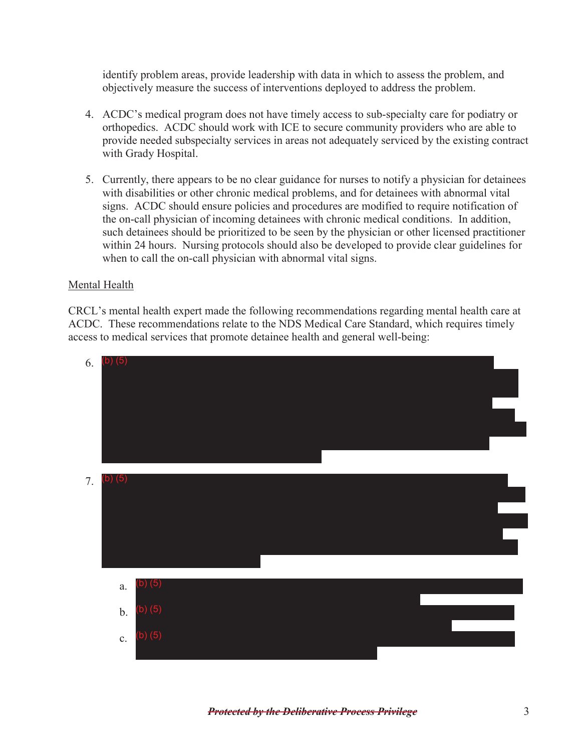identify problem areas, provide leadership with data in which to assess the problem, and objectively measure the success of interventions deployed to address the problem.

4. ACDC's medical program does not have timely access to sub-specialty care for podiatry or orthopedics. ACDC should work with ICE to secure community providers who are able to provide needed subspecialty services in areas not adequately serviced by the existing contract with Grady Hospital.

5. Currently, there appears to be no clear guidance for nurses to notify a physician for detainees with disabilities or other chronic medical problems, and for detainees with abnormal vital signs. ACDC should ensure policies and procedures are modified to require notification of the on-call physician of incoming detainees with chronic medical conditions. In addition, such detainees should be prioritized to be seen by the physician or other licensed practitioner within 24 hours. Nursing protocols should also be developed to provide clear guidelines for when to call the on-call physician with abnormal vital signs.

Mental Health

CRCL's mental health expert made the following recommendations regarding mental health care at ACDC. These recommendations relate to the NDS Medical Care Standard, which requires timely access to medical services that promote detainee health and general well-being:

6. (b) (5)

7. (b) (5)

   a. (b) (5)

   b. (b) (5)

   c. (b) (5)

~~***Protected by the Deliberative Process Privilege***~~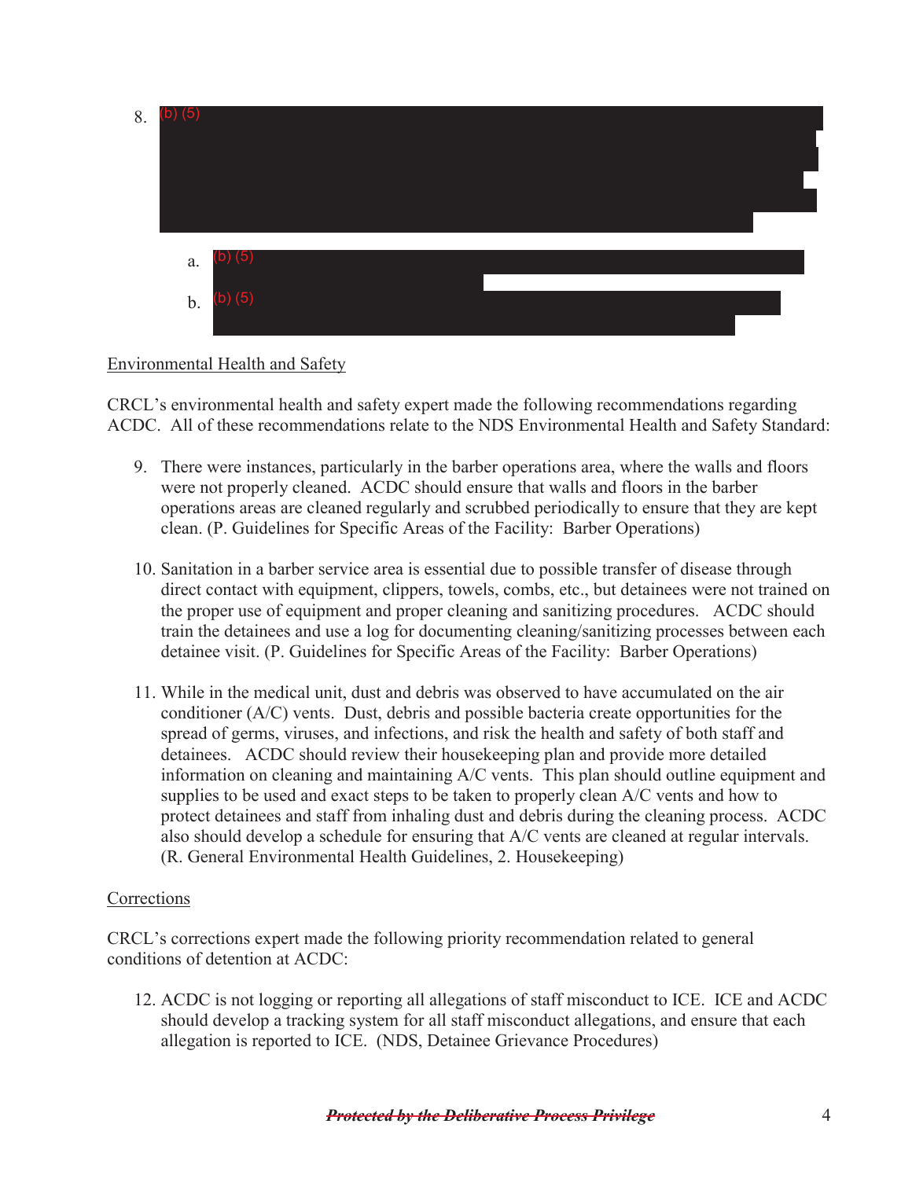8. (b) (5)

    a. (b) (5)

    b. (b) (5)

Environmental Health and Safety

CRCL's environmental health and safety expert made the following recommendations regarding ACDC. All of these recommendations relate to the NDS Environmental Health and Safety Standard:

9. There were instances, particularly in the barber operations area, where the walls and floors were not properly cleaned. ACDC should ensure that walls and floors in the barber operations areas are cleaned regularly and scrubbed periodically to ensure that they are kept clean. (P. Guidelines for Specific Areas of the Facility: Barber Operations)

10. Sanitation in a barber service area is essential due to possible transfer of disease through direct contact with equipment, clippers, towels, combs, etc., but detainees were not trained on the proper use of equipment and proper cleaning and sanitizing procedures. ACDC should train the detainees and use a log for documenting cleaning/sanitizing processes between each detainee visit. (P. Guidelines for Specific Areas of the Facility: Barber Operations)

11. While in the medical unit, dust and debris was observed to have accumulated on the air conditioner (A/C) vents. Dust, debris and possible bacteria create opportunities for the spread of germs, viruses, and infections, and risk the health and safety of both staff and detainees. ACDC should review their housekeeping plan and provide more detailed information on cleaning and maintaining A/C vents. This plan should outline equipment and supplies to be used and exact steps to be taken to properly clean A/C vents and how to protect detainees and staff from inhaling dust and debris during the cleaning process. ACDC also should develop a schedule for ensuring that A/C vents are cleaned at regular intervals. (R. General Environmental Health Guidelines, 2. Housekeeping)

Corrections

CRCL's corrections expert made the following priority recommendation related to general conditions of detention at ACDC:

12. ACDC is not logging or reporting all allegations of staff misconduct to ICE. ICE and ACDC should develop a tracking system for all staff misconduct allegations, and ensure that each allegation is reported to ICE. (NDS, Detainee Grievance Procedures)

~~***Protected by the Deliberative Process Privilege***~~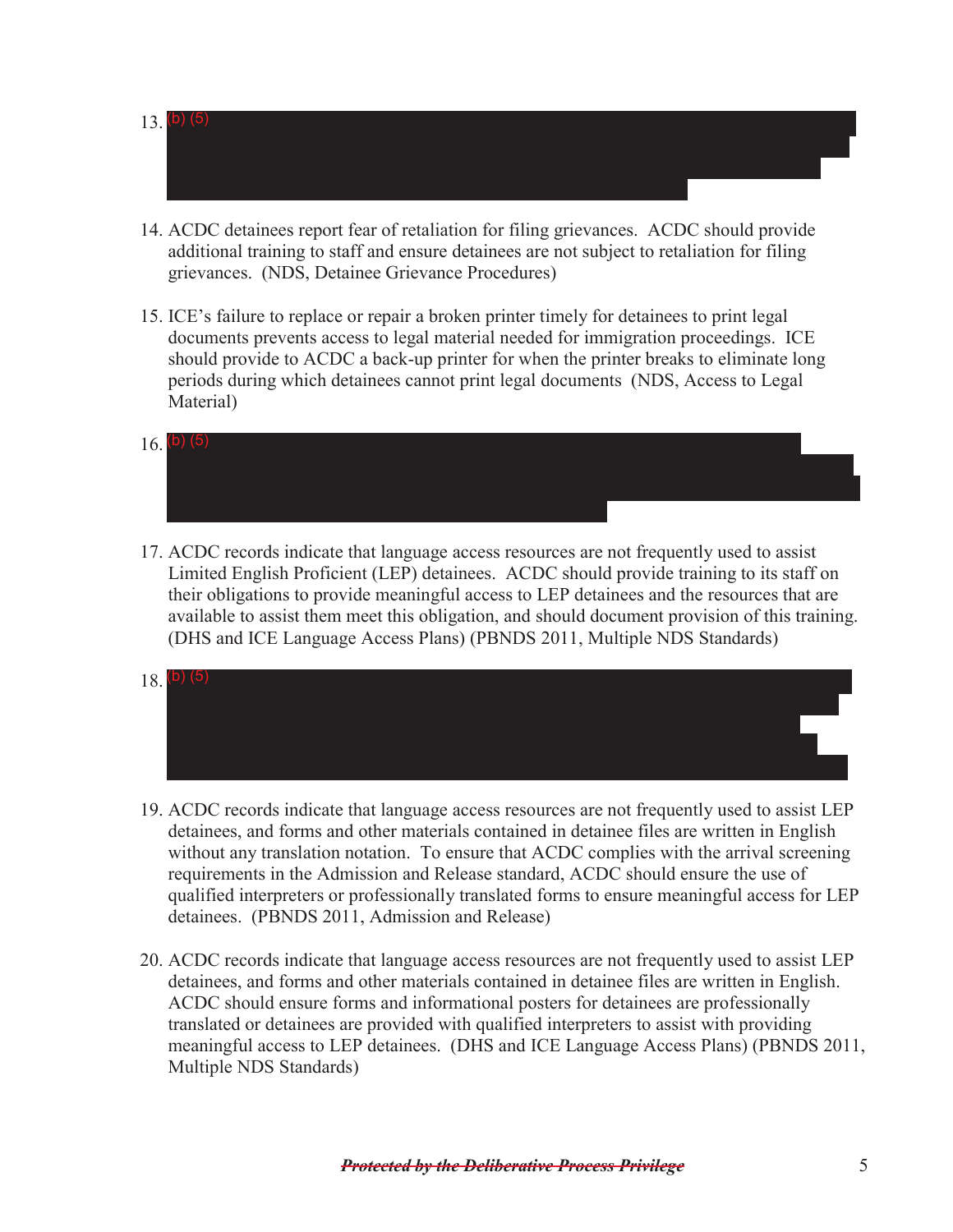13. (b) (5)

14. ACDC detainees report fear of retaliation for filing grievances. ACDC should provide additional training to staff and ensure detainees are not subject to retaliation for filing grievances. (NDS, Detainee Grievance Procedures)

15. ICE's failure to replace or repair a broken printer timely for detainees to print legal documents prevents access to legal material needed for immigration proceedings. ICE should provide to ACDC a back-up printer for when the printer breaks to eliminate long periods during which detainees cannot print legal documents (NDS, Access to Legal Material)

16. (b) (5)

17. ACDC records indicate that language access resources are not frequently used to assist Limited English Proficient (LEP) detainees. ACDC should provide training to its staff on their obligations to provide meaningful access to LEP detainees and the resources that are available to assist them meet this obligation, and should document provision of this training. (DHS and ICE Language Access Plans) (PBNDS 2011, Multiple NDS Standards)

18. (b) (5)

19. ACDC records indicate that language access resources are not frequently used to assist LEP detainees, and forms and other materials contained in detainee files are written in English without any translation notation. To ensure that ACDC complies with the arrival screening requirements in the Admission and Release standard, ACDC should ensure the use of qualified interpreters or professionally translated forms to ensure meaningful access for LEP detainees. (PBNDS 2011, Admission and Release)

20. ACDC records indicate that language access resources are not frequently used to assist LEP detainees, and forms and other materials contained in detainee files are written in English. ACDC should ensure forms and informational posters for detainees are professionally translated or detainees are provided with qualified interpreters to assist with providing meaningful access to LEP detainees. (DHS and ICE Language Access Plans) (PBNDS 2011, Multiple NDS Standards)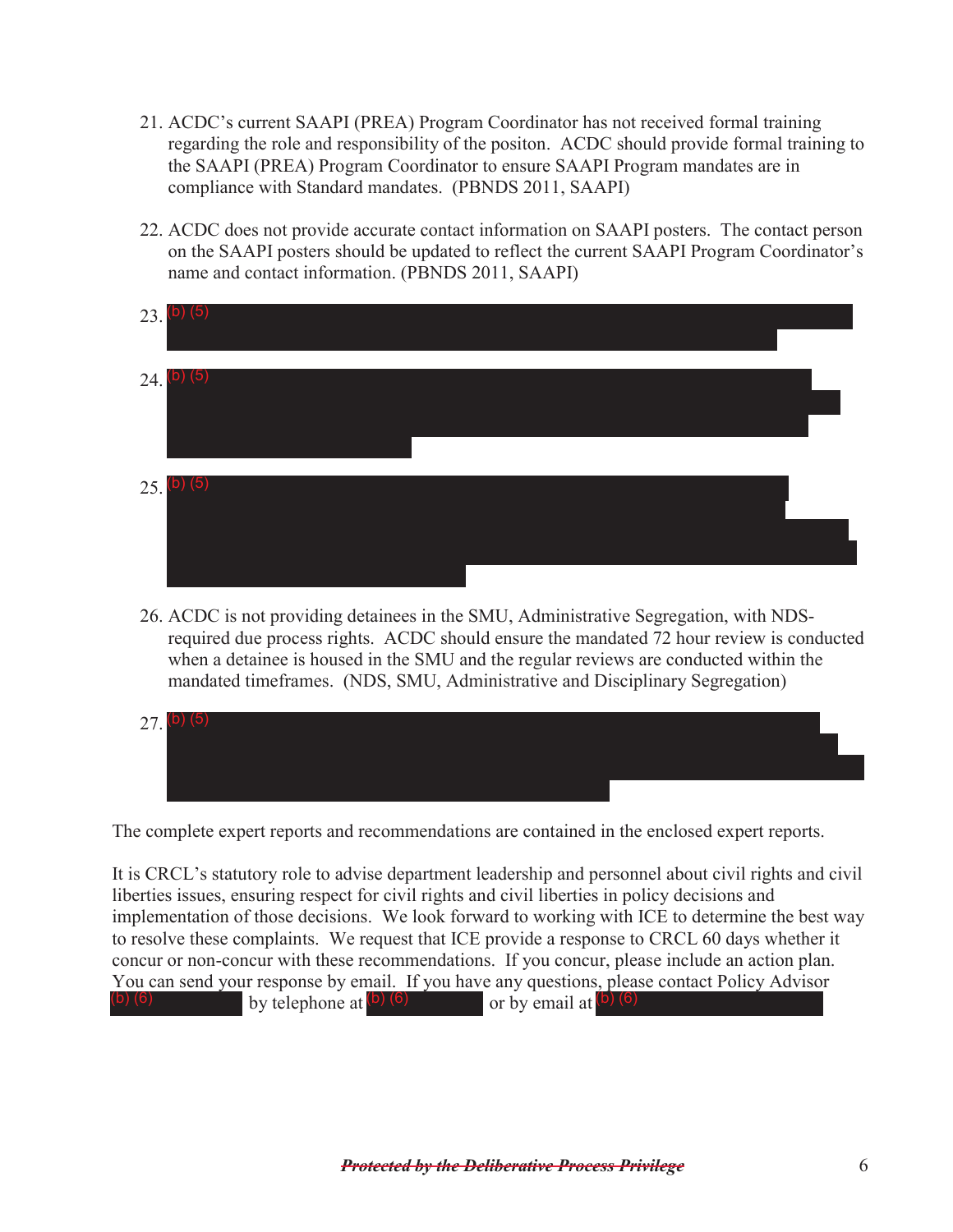21. ACDC's current SAAPI (PREA) Program Coordinator has not received formal training regarding the role and responsibility of the positon. ACDC should provide formal training to the SAAPI (PREA) Program Coordinator to ensure SAAPI Program mandates are in compliance with Standard mandates. (PBNDS 2011, SAAPI)

22. ACDC does not provide accurate contact information on SAAPI posters. The contact person on the SAAPI posters should be updated to reflect the current SAAPI Program Coordinator's name and contact information. (PBNDS 2011, SAAPI)

23. (b) (5)

24. (b) (5)

25. (b) (5)

26. ACDC is not providing detainees in the SMU, Administrative Segregation, with NDS-required due process rights. ACDC should ensure the mandated 72 hour review is conducted when a detainee is housed in the SMU and the regular reviews are conducted within the mandated timeframes. (NDS, SMU, Administrative and Disciplinary Segregation)

27. (b) (5)

The complete expert reports and recommendations are contained in the enclosed expert reports.

It is CRCL's statutory role to advise department leadership and personnel about civil rights and civil liberties issues, ensuring respect for civil rights and civil liberties in policy decisions and implementation of those decisions. We look forward to working with ICE to determine the best way to resolve these complaints. We request that ICE provide a response to CRCL 60 days whether it concur or non-concur with these recommendations. If you concur, please include an action plan. You can send your response by email. If you have any questions, please contact Policy Advisor (b) (6) by telephone at (b) (6) or by email at (b) (6)

~~***Protected by the Deliberative Process Privilege***~~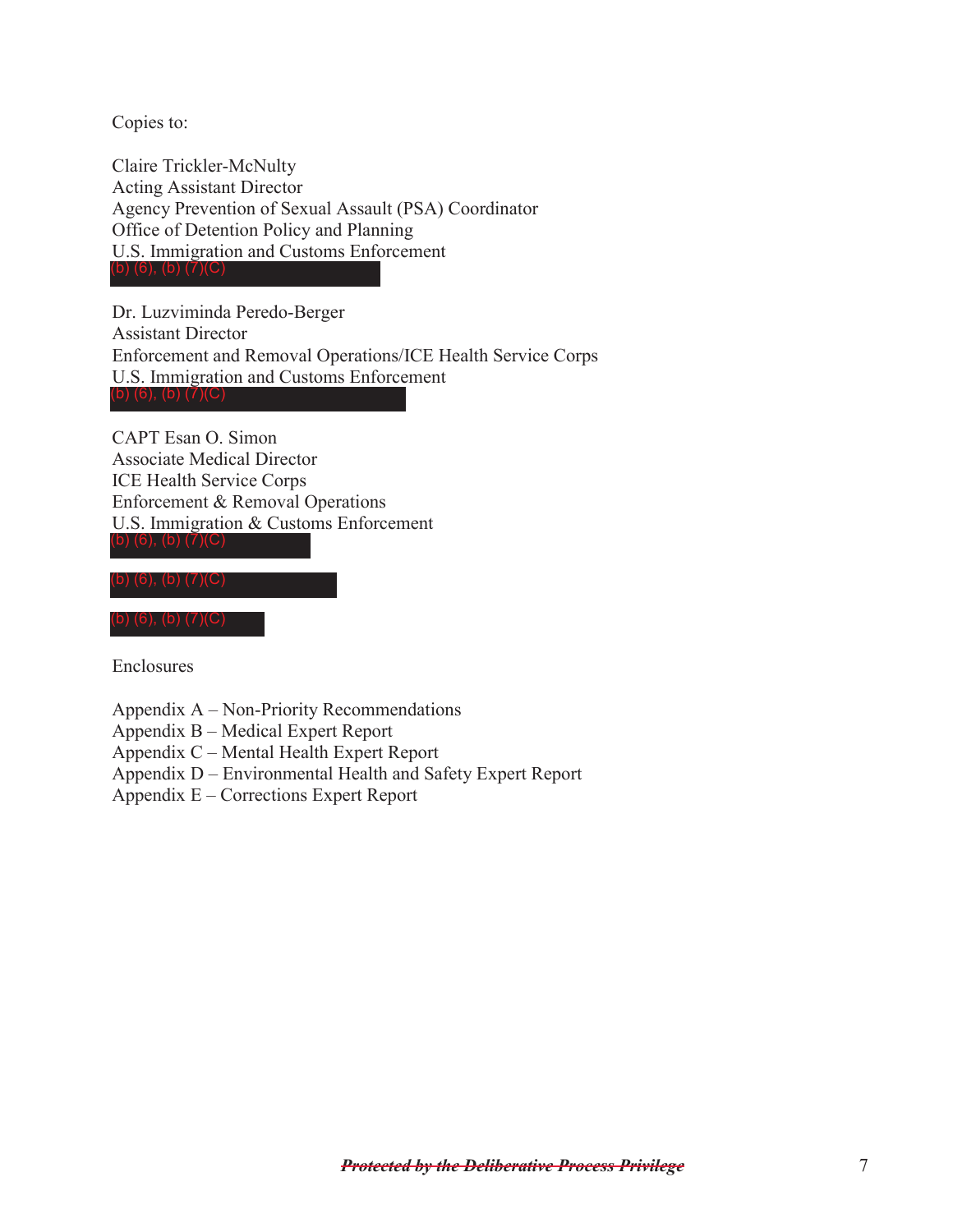Copies to:

Claire Trickler-McNulty
Acting Assistant Director
Agency Prevention of Sexual Assault (PSA) Coordinator
Office of Detention Policy and Planning
U.S. Immigration and Customs Enforcement
(b) (6), (b) (7)(C)

Dr. Luzviminda Peredo-Berger
Assistant Director
Enforcement and Removal Operations/ICE Health Service Corps
U.S. Immigration and Customs Enforcement
(b) (6), (b) (7)(C)

CAPT Esan O. Simon
Associate Medical Director
ICE Health Service Corps
Enforcement & Removal Operations
U.S. Immigration & Customs Enforcement
(b) (6), (b) (7)(C)

(b) (6), (b) (7)(C)

(b) (6), (b) (7)(C)

Enclosures

Appendix A – Non-Priority Recommendations
Appendix B – Medical Expert Report
Appendix C – Mental Health Expert Report
Appendix D – Environmental Health and Safety Expert Report
Appendix E – Corrections Expert Report

~~***Protected by the Deliberative Process Privilege***~~